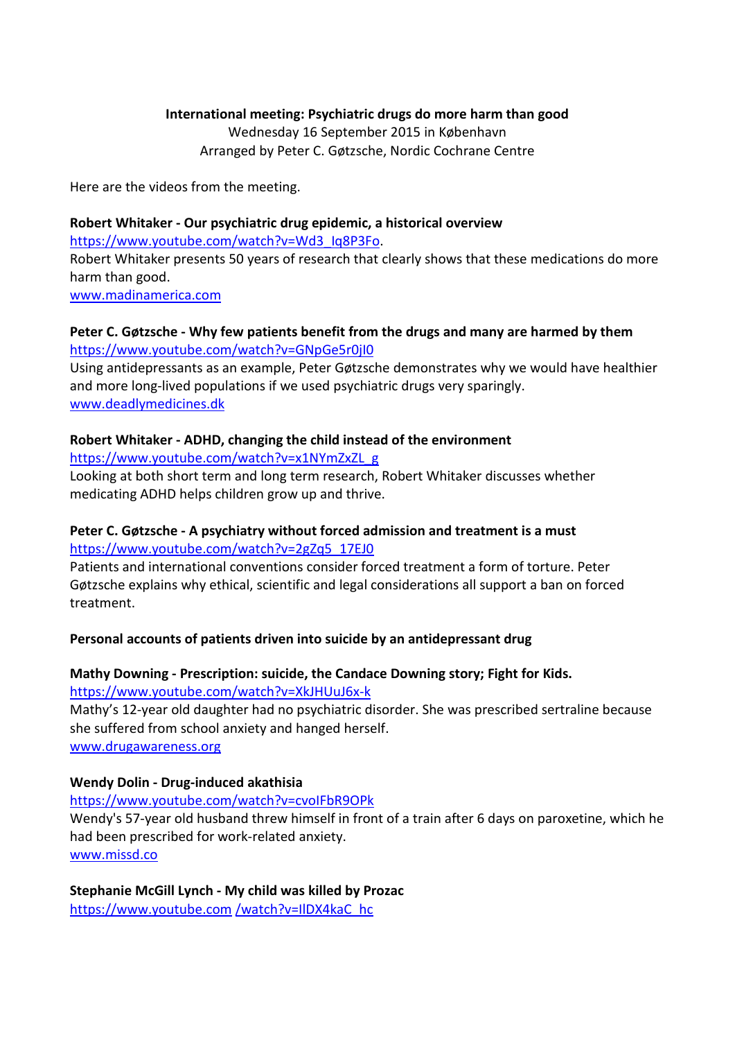**International meeting: Psychiatric drugs do more harm than good**

Wednesday 16 September 2015 in København

Arranged by Peter C. Gøtzsche, Nordic Cochrane Centre

Here are the videos from the meeting.

**Robert Whitaker - Our psychiatric drug epidemic, a historical overview**

https://www.youtube.com/watch?v=Wd3_Iq8P3Fo.

Robert Whitaker presents 50 years of research that clearly shows that these medications do more harm than good.

www.madinamerica.com

**Peter C. Gøtzsche - Why few patients benefit from the drugs and many are harmed by them**

https://www.youtube.com/watch?v=GNpGe5r0jI0

Using antidepressants as an example, Peter Gøtzsche demonstrates why we would have healthier and more long-lived populations if we used psychiatric drugs very sparingly.

www.deadlymedicines.dk

**Robert Whitaker - ADHD, changing the child instead of the environment**

https://www.youtube.com/watch?v=x1NYmZxZL_g

Looking at both short term and long term research, Robert Whitaker discusses whether medicating ADHD helps children grow up and thrive.

**Peter C. Gøtzsche - A psychiatry without forced admission and treatment is a must**

https://www.youtube.com/watch?v=2gZq5_17EJ0

Patients and international conventions consider forced treatment a form of torture. Peter Gøtzsche explains why ethical, scientific and legal considerations all support a ban on forced treatment.

**Personal accounts of patients driven into suicide by an antidepressant drug**

**Mathy Downing - Prescription: suicide, the Candace Downing story; Fight for Kids.**

https://www.youtube.com/watch?v=XkJHUuJ6x-k

Mathy's 12-year old daughter had no psychiatric disorder. She was prescribed sertraline because she suffered from school anxiety and hanged herself.

www.drugawareness.org

**Wendy Dolin - Drug-induced akathisia**

https://www.youtube.com/watch?v=cvoIFbR9OPk

Wendy's 57-year old husband threw himself in front of a train after 6 days on paroxetine, which he had been prescribed for work-related anxiety.

www.missd.co

**Stephanie McGill Lynch - My child was killed by Prozac**

https://www.youtube.com /watch?v=IlDX4kaC_hc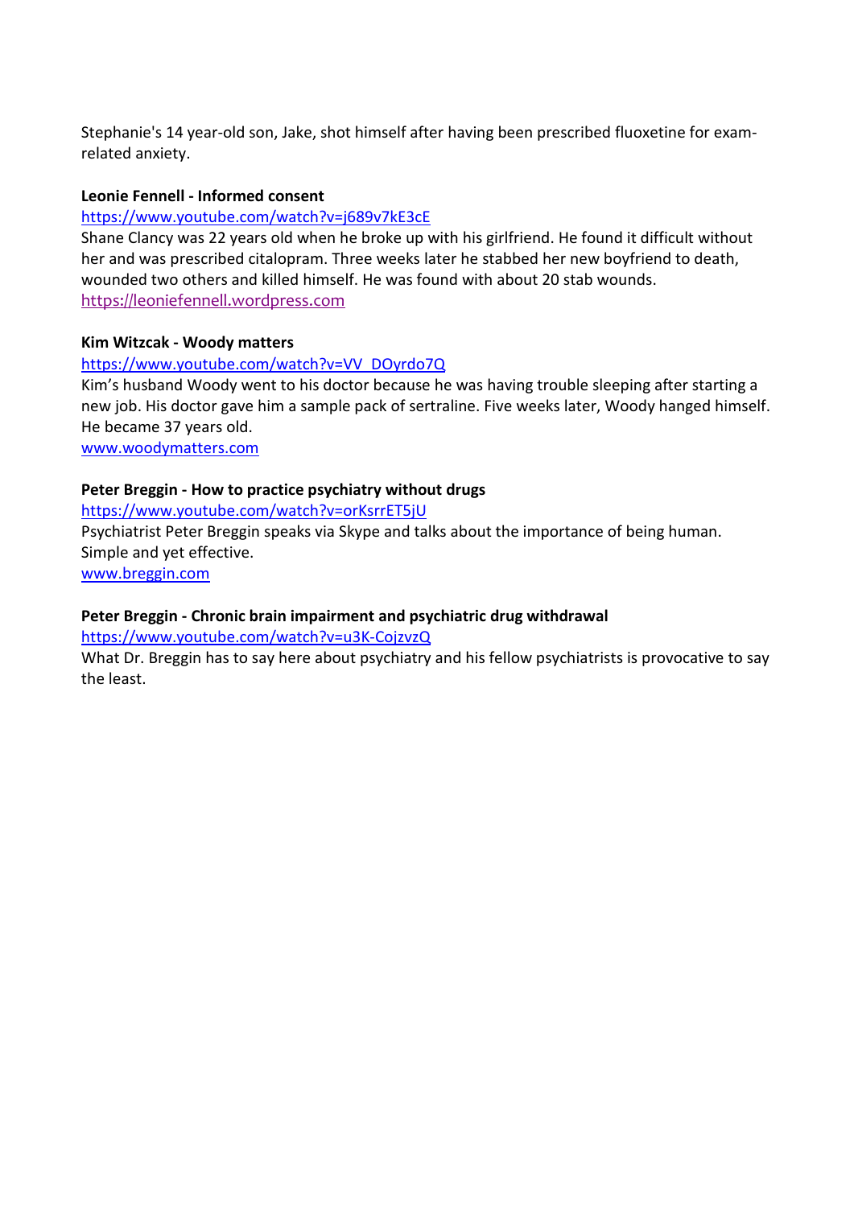Stephanie's 14 year-old son, Jake, shot himself after having been prescribed fluoxetine for exam-related anxiety.

**Leonie Fennell - Informed consent**

https://www.youtube.com/watch?v=j689v7kE3cE

Shane Clancy was 22 years old when he broke up with his girlfriend. He found it difficult without her and was prescribed citalopram. Three weeks later he stabbed her new boyfriend to death, wounded two others and killed himself. He was found with about 20 stab wounds.

https://leoniefennell.wordpress.com

**Kim Witzcak - Woody matters**

https://www.youtube.com/watch?v=VV_DOyrdo7Q

Kim's husband Woody went to his doctor because he was having trouble sleeping after starting a new job. His doctor gave him a sample pack of sertraline. Five weeks later, Woody hanged himself. He became 37 years old.

www.woodymatters.com

**Peter Breggin - How to practice psychiatry without drugs**

https://www.youtube.com/watch?v=orKsrrET5jU

Psychiatrist Peter Breggin speaks via Skype and talks about the importance of being human. Simple and yet effective.

www.breggin.com

**Peter Breggin - Chronic brain impairment and psychiatric drug withdrawal**

https://www.youtube.com/watch?v=u3K-CojzvzQ

What Dr. Breggin has to say here about psychiatry and his fellow psychiatrists is provocative to say the least.